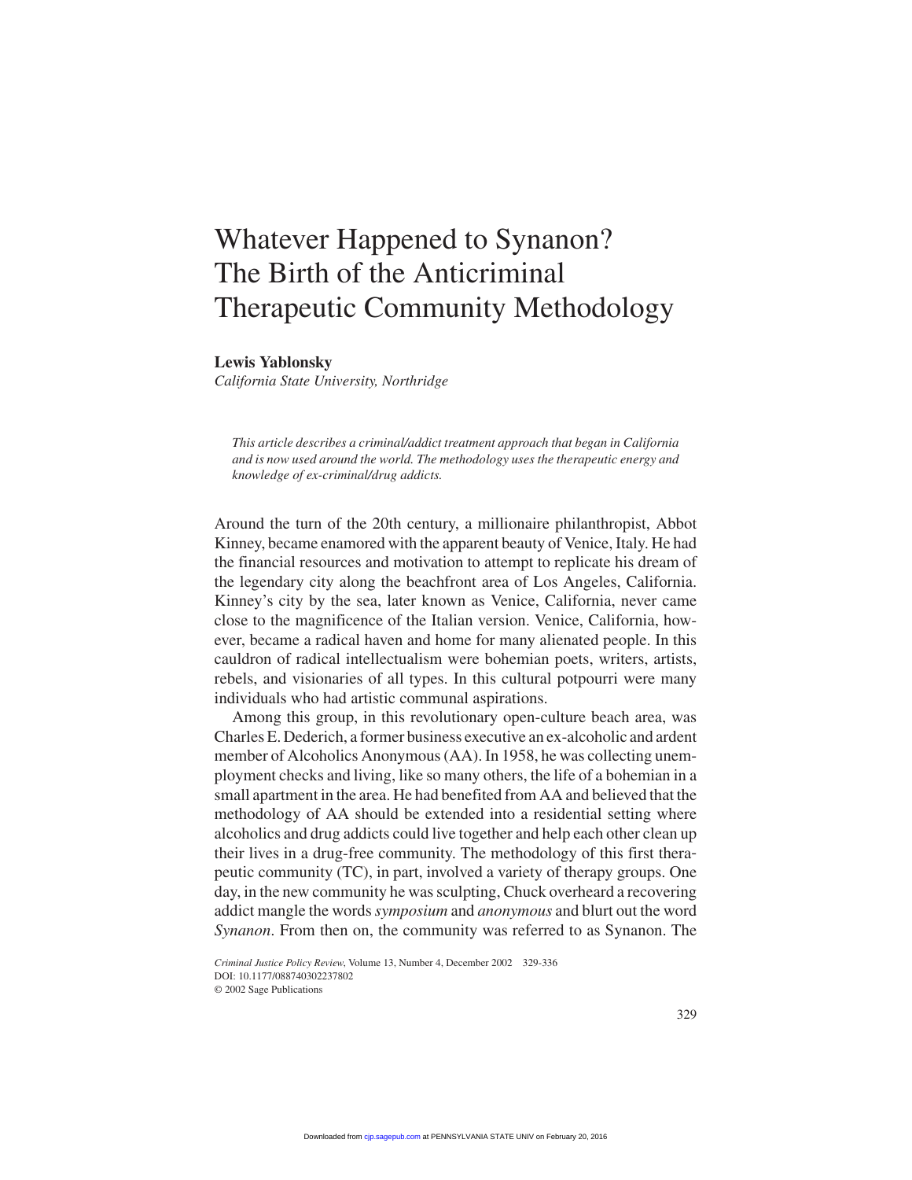# Whatever Happened to Synanon? The Birth of the Anticriminal Therapeutic Community Methodology

**Lewis Yablonsky**
*California State University, Northridge*

*This article describes a criminal/addict treatment approach that began in California and is now used around the world. The methodology uses the therapeutic energy and knowledge of ex-criminal/drug addicts.*

Around the turn of the 20th century, a millionaire philanthropist, Abbot Kinney, became enamored with the apparent beauty of Venice, Italy. He had the financial resources and motivation to attempt to replicate his dream of the legendary city along the beachfront area of Los Angeles, California. Kinney's city by the sea, later known as Venice, California, never came close to the magnificence of the Italian version. Venice, California, however, became a radical haven and home for many alienated people. In this cauldron of radical intellectualism were bohemian poets, writers, artists, rebels, and visionaries of all types. In this cultural potpourri were many individuals who had artistic communal aspirations.

Among this group, in this revolutionary open-culture beach area, was Charles E. Dederich, a former business executive an ex-alcoholic and ardent member of Alcoholics Anonymous (AA). In 1958, he was collecting unemployment checks and living, like so many others, the life of a bohemian in a small apartment in the area. He had benefited from AA and believed that the methodology of AA should be extended into a residential setting where alcoholics and drug addicts could live together and help each other clean up their lives in a drug-free community. The methodology of this first therapeutic community (TC), in part, involved a variety of therapy groups. One day, in the new community he was sculpting, Chuck overheard a recovering addict mangle the words *symposium* and *anonymous* and blurt out the word *Synanon*. From then on, the community was referred to as Synanon. The

Criminal Justice Policy Review, Volume 13, Number 4, December 2002 329-336
DOI: 10.1177/088740302237802
© 2002 Sage Publications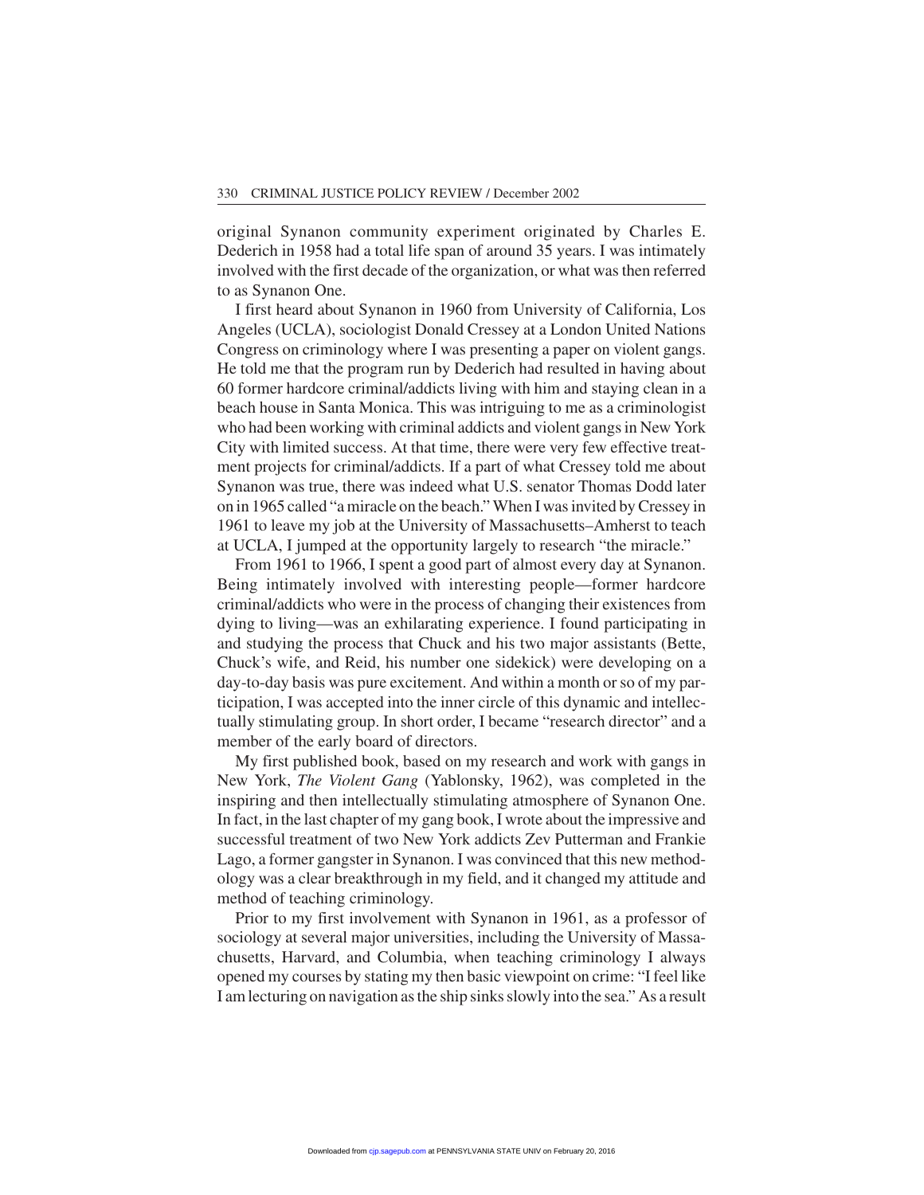original Synanon community experiment originated by Charles E. Dederich in 1958 had a total life span of around 35 years. I was intimately involved with the first decade of the organization, or what was then referred to as Synanon One.

I first heard about Synanon in 1960 from University of California, Los Angeles (UCLA), sociologist Donald Cressey at a London United Nations Congress on criminology where I was presenting a paper on violent gangs. He told me that the program run by Dederich had resulted in having about 60 former hardcore criminal/addicts living with him and staying clean in a beach house in Santa Monica. This was intriguing to me as a criminologist who had been working with criminal addicts and violent gangs in New York City with limited success. At that time, there were very few effective treatment projects for criminal/addicts. If a part of what Cressey told me about Synanon was true, there was indeed what U.S. senator Thomas Dodd later on in 1965 called "a miracle on the beach." When I was invited by Cressey in 1961 to leave my job at the University of Massachusetts–Amherst to teach at UCLA, I jumped at the opportunity largely to research "the miracle."

From 1961 to 1966, I spent a good part of almost every day at Synanon. Being intimately involved with interesting people—former hardcore criminal/addicts who were in the process of changing their existences from dying to living—was an exhilarating experience. I found participating in and studying the process that Chuck and his two major assistants (Bette, Chuck's wife, and Reid, his number one sidekick) were developing on a day-to-day basis was pure excitement. And within a month or so of my participation, I was accepted into the inner circle of this dynamic and intellectually stimulating group. In short order, I became "research director" and a member of the early board of directors.

My first published book, based on my research and work with gangs in New York, *The Violent Gang* (Yablonsky, 1962), was completed in the inspiring and then intellectually stimulating atmosphere of Synanon One. In fact, in the last chapter of my gang book, I wrote about the impressive and successful treatment of two New York addicts Zev Putterman and Frankie Lago, a former gangster in Synanon. I was convinced that this new methodology was a clear breakthrough in my field, and it changed my attitude and method of teaching criminology.

Prior to my first involvement with Synanon in 1961, as a professor of sociology at several major universities, including the University of Massachusetts, Harvard, and Columbia, when teaching criminology I always opened my courses by stating my then basic viewpoint on crime: "I feel like I am lecturing on navigation as the ship sinks slowly into the sea." As a result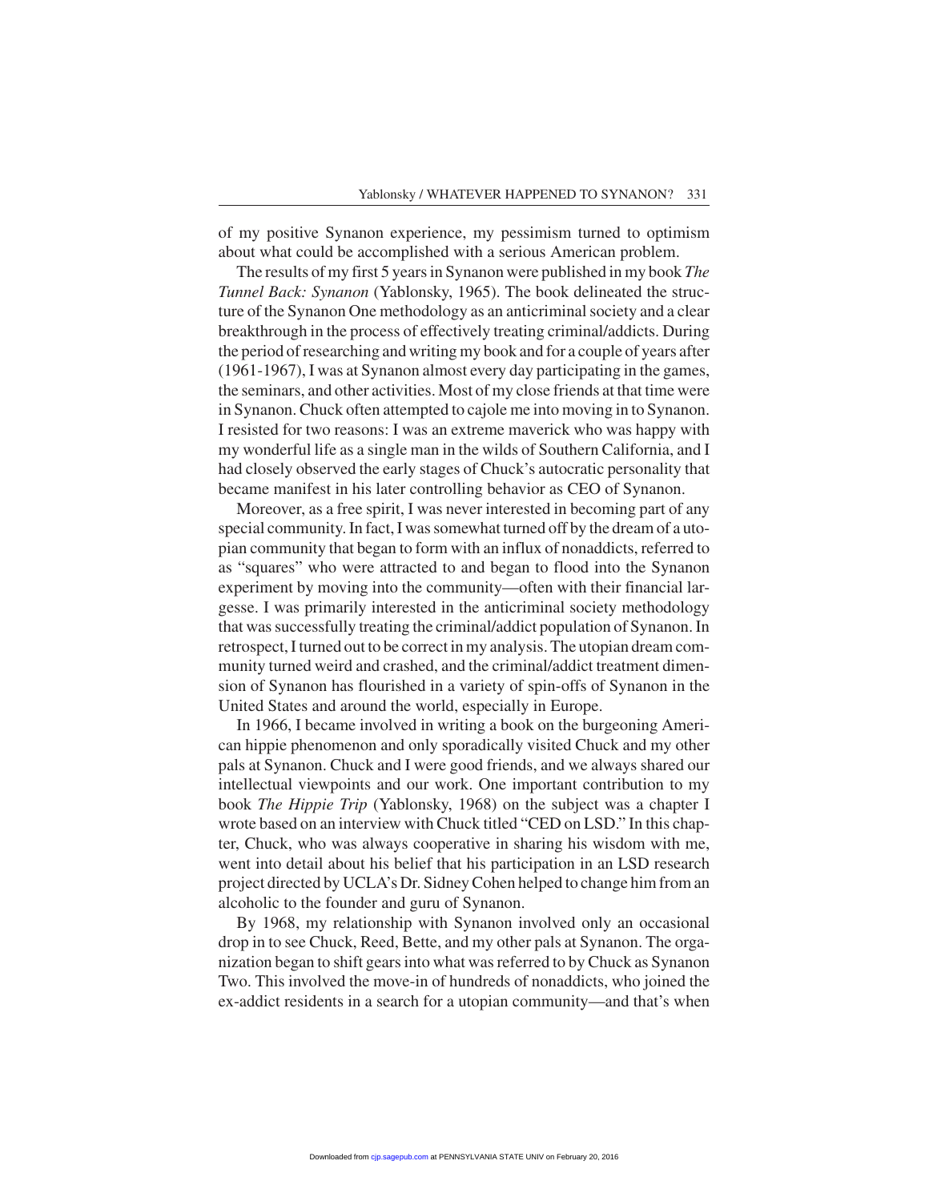of my positive Synanon experience, my pessimism turned to optimism about what could be accomplished with a serious American problem.

The results of my first 5 years in Synanon were published in my book *The Tunnel Back: Synanon* (Yablonsky, 1965). The book delineated the structure of the Synanon One methodology as an anticriminal society and a clear breakthrough in the process of effectively treating criminal/addicts. During the period of researching and writing my book and for a couple of years after (1961-1967), I was at Synanon almost every day participating in the games, the seminars, and other activities. Most of my close friends at that time were in Synanon. Chuck often attempted to cajole me into moving in to Synanon. I resisted for two reasons: I was an extreme maverick who was happy with my wonderful life as a single man in the wilds of Southern California, and I had closely observed the early stages of Chuck's autocratic personality that became manifest in his later controlling behavior as CEO of Synanon.

Moreover, as a free spirit, I was never interested in becoming part of any special community. In fact, I was somewhat turned off by the dream of a utopian community that began to form with an influx of nonaddicts, referred to as "squares" who were attracted to and began to flood into the Synanon experiment by moving into the community—often with their financial largesse. I was primarily interested in the anticriminal society methodology that was successfully treating the criminal/addict population of Synanon. In retrospect, I turned out to be correct in my analysis. The utopian dream community turned weird and crashed, and the criminal/addict treatment dimension of Synanon has flourished in a variety of spin-offs of Synanon in the United States and around the world, especially in Europe.

In 1966, I became involved in writing a book on the burgeoning American hippie phenomenon and only sporadically visited Chuck and my other pals at Synanon. Chuck and I were good friends, and we always shared our intellectual viewpoints and our work. One important contribution to my book *The Hippie Trip* (Yablonsky, 1968) on the subject was a chapter I wrote based on an interview with Chuck titled "CED on LSD." In this chapter, Chuck, who was always cooperative in sharing his wisdom with me, went into detail about his belief that his participation in an LSD research project directed by UCLA's Dr. Sidney Cohen helped to change him from an alcoholic to the founder and guru of Synanon.

By 1968, my relationship with Synanon involved only an occasional drop in to see Chuck, Reed, Bette, and my other pals at Synanon. The organization began to shift gears into what was referred to by Chuck as Synanon Two. This involved the move-in of hundreds of nonaddicts, who joined the ex-addict residents in a search for a utopian community—and that's when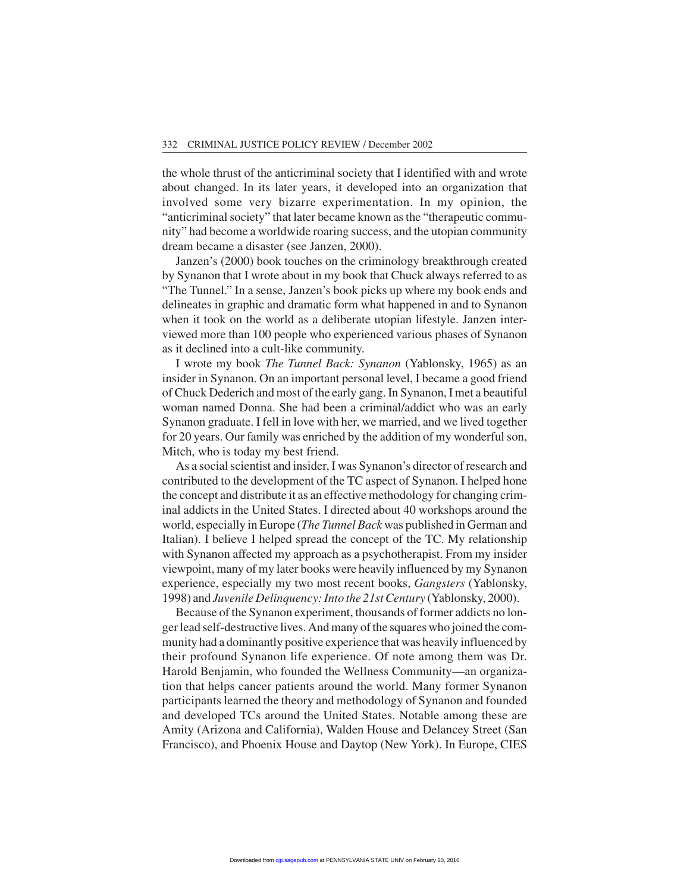the whole thrust of the anticriminal society that I identified with and wrote about changed. In its later years, it developed into an organization that involved some very bizarre experimentation. In my opinion, the "anticriminal society" that later became known as the "therapeutic community" had become a worldwide roaring success, and the utopian community dream became a disaster (see Janzen, 2000).

Janzen's (2000) book touches on the criminology breakthrough created by Synanon that I wrote about in my book that Chuck always referred to as "The Tunnel." In a sense, Janzen's book picks up where my book ends and delineates in graphic and dramatic form what happened in and to Synanon when it took on the world as a deliberate utopian lifestyle. Janzen interviewed more than 100 people who experienced various phases of Synanon as it declined into a cult-like community.

I wrote my book *The Tunnel Back: Synanon* (Yablonsky, 1965) as an insider in Synanon. On an important personal level, I became a good friend of Chuck Dederich and most of the early gang. In Synanon, I met a beautiful woman named Donna. She had been a criminal/addict who was an early Synanon graduate. I fell in love with her, we married, and we lived together for 20 years. Our family was enriched by the addition of my wonderful son, Mitch, who is today my best friend.

As a social scientist and insider, I was Synanon's director of research and contributed to the development of the TC aspect of Synanon. I helped hone the concept and distribute it as an effective methodology for changing criminal addicts in the United States. I directed about 40 workshops around the world, especially in Europe (*The Tunnel Back* was published in German and Italian). I believe I helped spread the concept of the TC. My relationship with Synanon affected my approach as a psychotherapist. From my insider viewpoint, many of my later books were heavily influenced by my Synanon experience, especially my two most recent books, *Gangsters* (Yablonsky, 1998) and *Juvenile Delinquency: Into the 21st Century* (Yablonsky, 2000).

Because of the Synanon experiment, thousands of former addicts no longer lead self-destructive lives. And many of the squares who joined the community had a dominantly positive experience that was heavily influenced by their profound Synanon life experience. Of note among them was Dr. Harold Benjamin, who founded the Wellness Community—an organization that helps cancer patients around the world. Many former Synanon participants learned the theory and methodology of Synanon and founded and developed TCs around the United States. Notable among these are Amity (Arizona and California), Walden House and Delancey Street (San Francisco), and Phoenix House and Daytop (New York). In Europe, CIES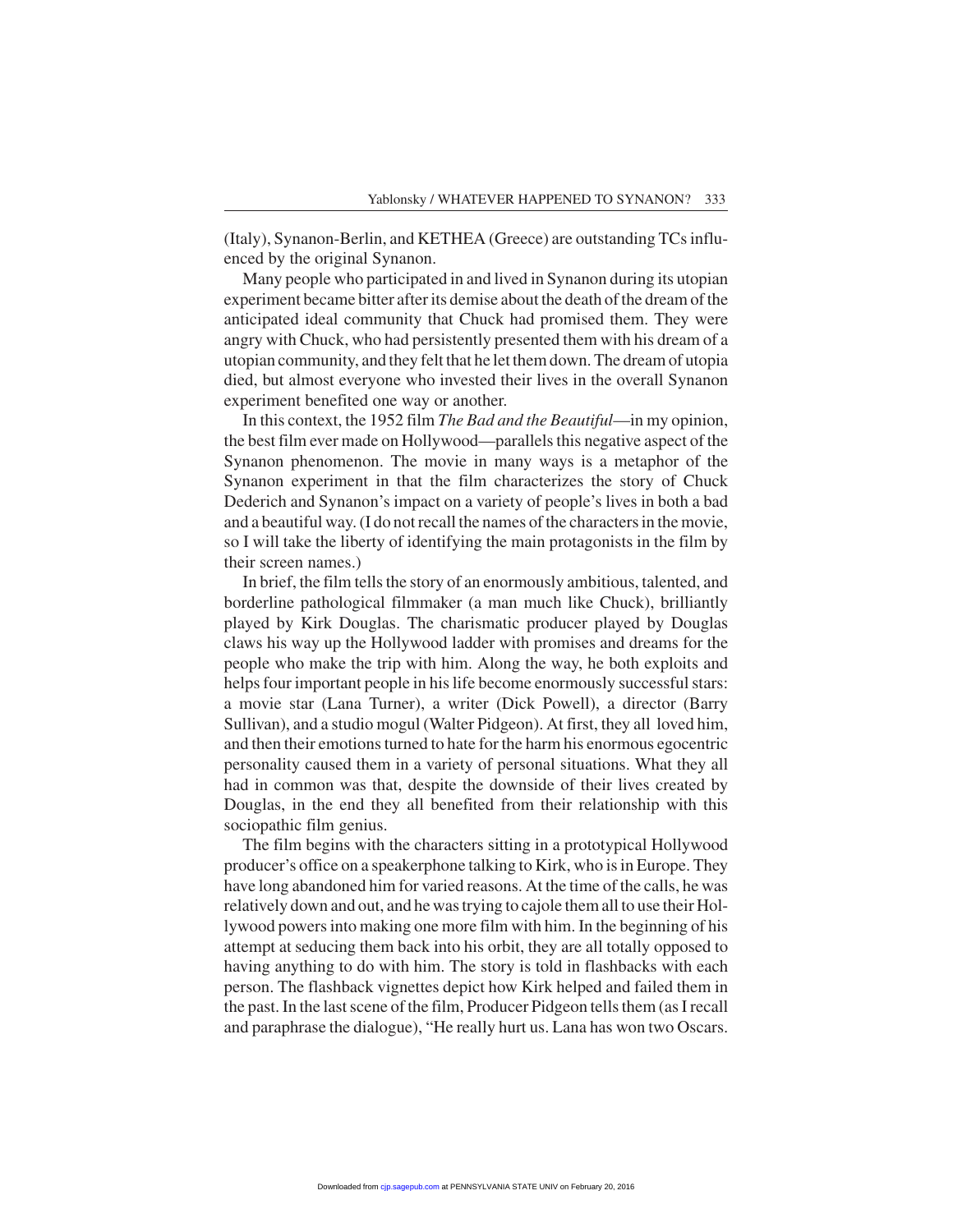(Italy), Synanon-Berlin, and KETHEA (Greece) are outstanding TCs influenced by the original Synanon.

Many people who participated in and lived in Synanon during its utopian experiment became bitter after its demise about the death of the dream of the anticipated ideal community that Chuck had promised them. They were angry with Chuck, who had persistently presented them with his dream of a utopian community, and they felt that he let them down. The dream of utopia died, but almost everyone who invested their lives in the overall Synanon experiment benefited one way or another.

In this context, the 1952 film *The Bad and the Beautiful*—in my opinion, the best film ever made on Hollywood—parallels this negative aspect of the Synanon phenomenon. The movie in many ways is a metaphor of the Synanon experiment in that the film characterizes the story of Chuck Dederich and Synanon's impact on a variety of people's lives in both a bad and a beautiful way. (I do not recall the names of the characters in the movie, so I will take the liberty of identifying the main protagonists in the film by their screen names.)

In brief, the film tells the story of an enormously ambitious, talented, and borderline pathological filmmaker (a man much like Chuck), brilliantly played by Kirk Douglas. The charismatic producer played by Douglas claws his way up the Hollywood ladder with promises and dreams for the people who make the trip with him. Along the way, he both exploits and helps four important people in his life become enormously successful stars: a movie star (Lana Turner), a writer (Dick Powell), a director (Barry Sullivan), and a studio mogul (Walter Pidgeon). At first, they all loved him, and then their emotions turned to hate for the harm his enormous egocentric personality caused them in a variety of personal situations. What they all had in common was that, despite the downside of their lives created by Douglas, in the end they all benefited from their relationship with this sociopathic film genius.

The film begins with the characters sitting in a prototypical Hollywood producer's office on a speakerphone talking to Kirk, who is in Europe. They have long abandoned him for varied reasons. At the time of the calls, he was relatively down and out, and he was trying to cajole them all to use their Hollywood powers into making one more film with him. In the beginning of his attempt at seducing them back into his orbit, they are all totally opposed to having anything to do with him. The story is told in flashbacks with each person. The flashback vignettes depict how Kirk helped and failed them in the past. In the last scene of the film, Producer Pidgeon tells them (as I recall and paraphrase the dialogue), "He really hurt us. Lana has won two Oscars.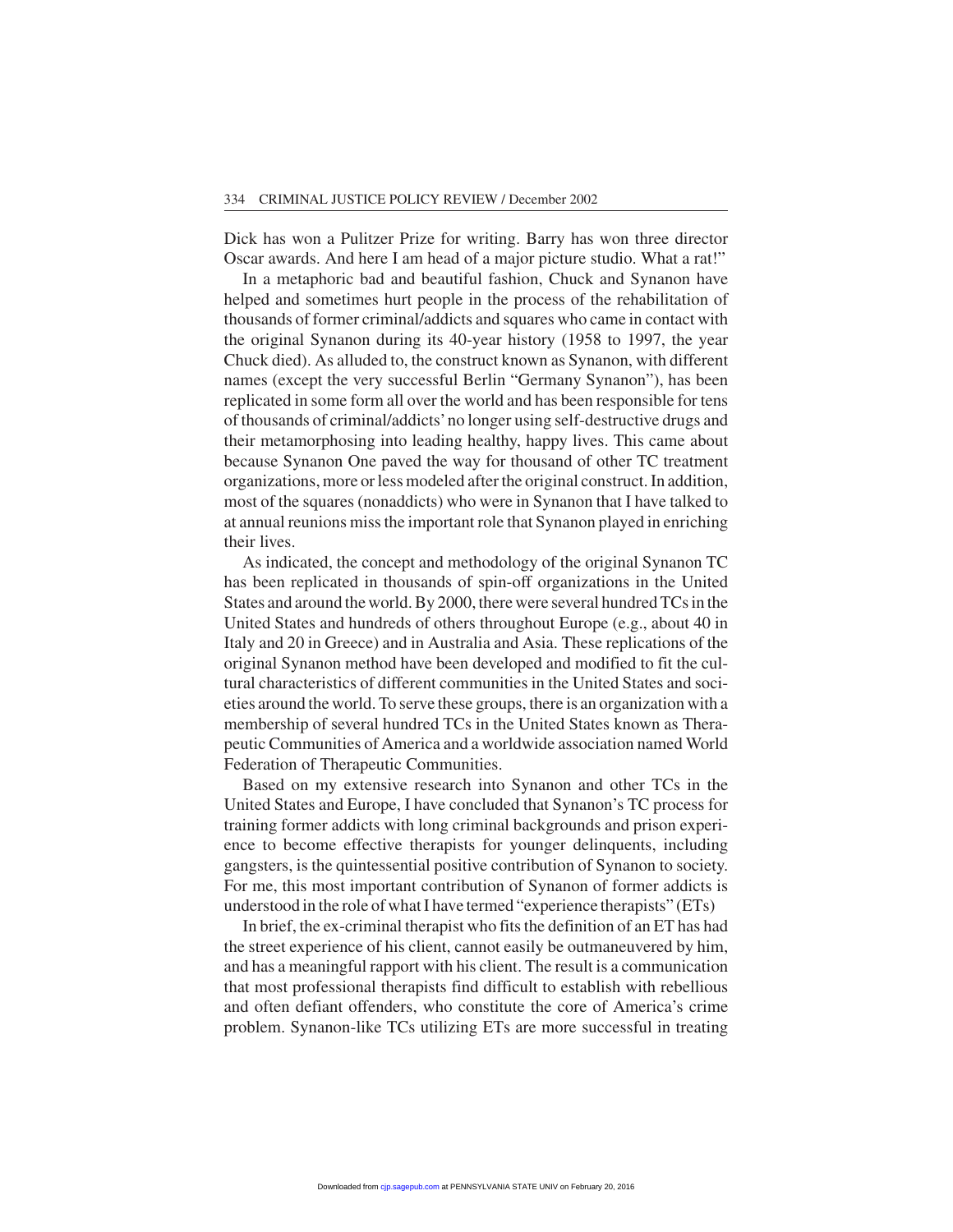Dick has won a Pulitzer Prize for writing. Barry has won three director Oscar awards. And here I am head of a major picture studio. What a rat!"

In a metaphoric bad and beautiful fashion, Chuck and Synanon have helped and sometimes hurt people in the process of the rehabilitation of thousands of former criminal/addicts and squares who came in contact with the original Synanon during its 40-year history (1958 to 1997, the year Chuck died). As alluded to, the construct known as Synanon, with different names (except the very successful Berlin "Germany Synanon"), has been replicated in some form all over the world and has been responsible for tens of thousands of criminal/addicts' no longer using self-destructive drugs and their metamorphosing into leading healthy, happy lives. This came about because Synanon One paved the way for thousand of other TC treatment organizations, more or less modeled after the original construct. In addition, most of the squares (nonaddicts) who were in Synanon that I have talked to at annual reunions miss the important role that Synanon played in enriching their lives.

As indicated, the concept and methodology of the original Synanon TC has been replicated in thousands of spin-off organizations in the United States and around the world. By 2000, there were several hundred TCs in the United States and hundreds of others throughout Europe (e.g., about 40 in Italy and 20 in Greece) and in Australia and Asia. These replications of the original Synanon method have been developed and modified to fit the cultural characteristics of different communities in the United States and societies around the world. To serve these groups, there is an organization with a membership of several hundred TCs in the United States known as Therapeutic Communities of America and a worldwide association named World Federation of Therapeutic Communities.

Based on my extensive research into Synanon and other TCs in the United States and Europe, I have concluded that Synanon's TC process for training former addicts with long criminal backgrounds and prison experience to become effective therapists for younger delinquents, including gangsters, is the quintessential positive contribution of Synanon to society. For me, this most important contribution of Synanon of former addicts is understood in the role of what I have termed "experience therapists" (ETs)

In brief, the ex-criminal therapist who fits the definition of an ET has had the street experience of his client, cannot easily be outmaneuvered by him, and has a meaningful rapport with his client. The result is a communication that most professional therapists find difficult to establish with rebellious and often defiant offenders, who constitute the core of America's crime problem. Synanon-like TCs utilizing ETs are more successful in treating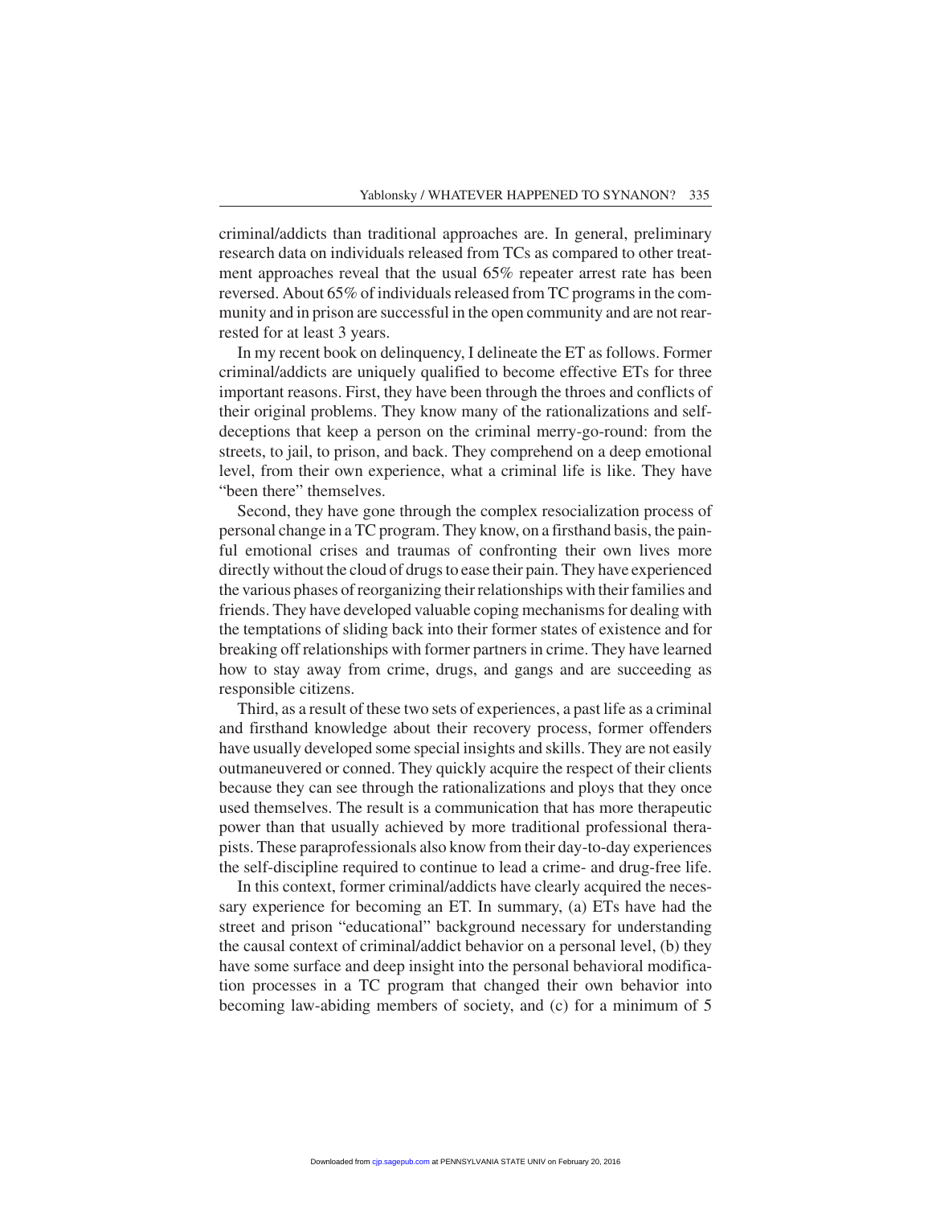criminal/addicts than traditional approaches are. In general, preliminary research data on individuals released from TCs as compared to other treatment approaches reveal that the usual 65% repeater arrest rate has been reversed. About 65% of individuals released from TC programs in the community and in prison are successful in the open community and are not rearrested for at least 3 years.

In my recent book on delinquency, I delineate the ET as follows. Former criminal/addicts are uniquely qualified to become effective ETs for three important reasons. First, they have been through the throes and conflicts of their original problems. They know many of the rationalizations and self-deceptions that keep a person on the criminal merry-go-round: from the streets, to jail, to prison, and back. They comprehend on a deep emotional level, from their own experience, what a criminal life is like. They have "been there" themselves.

Second, they have gone through the complex resocialization process of personal change in a TC program. They know, on a firsthand basis, the painful emotional crises and traumas of confronting their own lives more directly without the cloud of drugs to ease their pain. They have experienced the various phases of reorganizing their relationships with their families and friends. They have developed valuable coping mechanisms for dealing with the temptations of sliding back into their former states of existence and for breaking off relationships with former partners in crime. They have learned how to stay away from crime, drugs, and gangs and are succeeding as responsible citizens.

Third, as a result of these two sets of experiences, a past life as a criminal and firsthand knowledge about their recovery process, former offenders have usually developed some special insights and skills. They are not easily outmaneuvered or conned. They quickly acquire the respect of their clients because they can see through the rationalizations and ploys that they once used themselves. The result is a communication that has more therapeutic power than that usually achieved by more traditional professional therapists. These paraprofessionals also know from their day-to-day experiences the self-discipline required to continue to lead a crime- and drug-free life.

In this context, former criminal/addicts have clearly acquired the necessary experience for becoming an ET. In summary, (a) ETs have had the street and prison "educational" background necessary for understanding the causal context of criminal/addict behavior on a personal level, (b) they have some surface and deep insight into the personal behavioral modification processes in a TC program that changed their own behavior into becoming law-abiding members of society, and (c) for a minimum of 5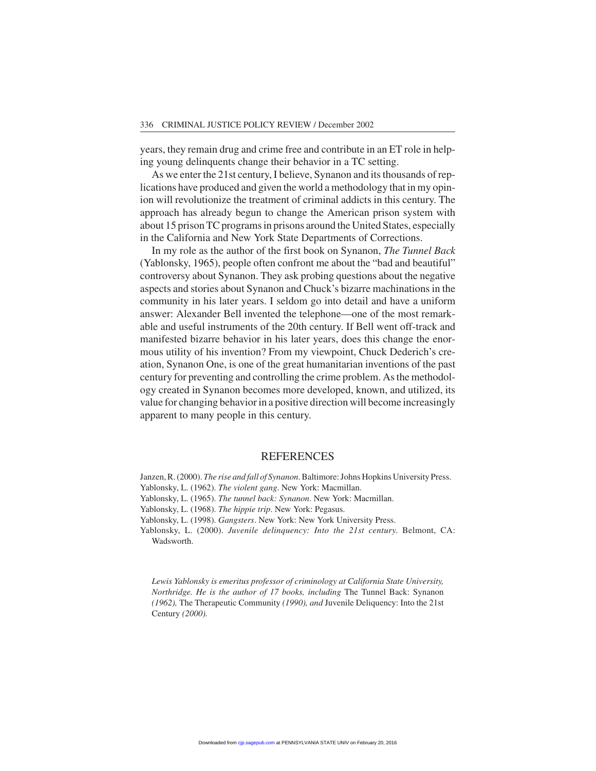years, they remain drug and crime free and contribute in an ET role in helping young delinquents change their behavior in a TC setting.

As we enter the 21st century, I believe, Synanon and its thousands of replications have produced and given the world a methodology that in my opinion will revolutionize the treatment of criminal addicts in this century. The approach has already begun to change the American prison system with about 15 prison TC programs in prisons around the United States, especially in the California and New York State Departments of Corrections.

In my role as the author of the first book on Synanon, *The Tunnel Back* (Yablonsky, 1965), people often confront me about the "bad and beautiful" controversy about Synanon. They ask probing questions about the negative aspects and stories about Synanon and Chuck's bizarre machinations in the community in his later years. I seldom go into detail and have a uniform answer: Alexander Bell invented the telephone—one of the most remarkable and useful instruments of the 20th century. If Bell went off-track and manifested bizarre behavior in his later years, does this change the enormous utility of his invention? From my viewpoint, Chuck Dederich's creation, Synanon One, is one of the great humanitarian inventions of the past century for preventing and controlling the crime problem. As the methodology created in Synanon becomes more developed, known, and utilized, its value for changing behavior in a positive direction will become increasingly apparent to many people in this century.

## REFERENCES

Janzen, R. (2000). *The rise and fall of Synanon*. Baltimore: Johns Hopkins University Press.

Yablonsky, L. (1962). *The violent gang*. New York: Macmillan.

Yablonsky, L. (1965). *The tunnel back: Synanon*. New York: Macmillan.

Yablonsky, L. (1968). *The hippie trip*. New York: Pegasus.

Yablonsky, L. (1998). *Gangsters*. New York: New York University Press.

Yablonsky, L. (2000). *Juvenile delinquency: Into the 21st century*. Belmont, CA: Wadsworth.

*Lewis Yablonsky is emeritus professor of criminology at California State University, Northridge. He is the author of 17 books, including* The Tunnel Back: Synanon *(1962),* The Therapeutic Community *(1990), and* Juvenile Deliquency: Into the 21st Century *(2000).*